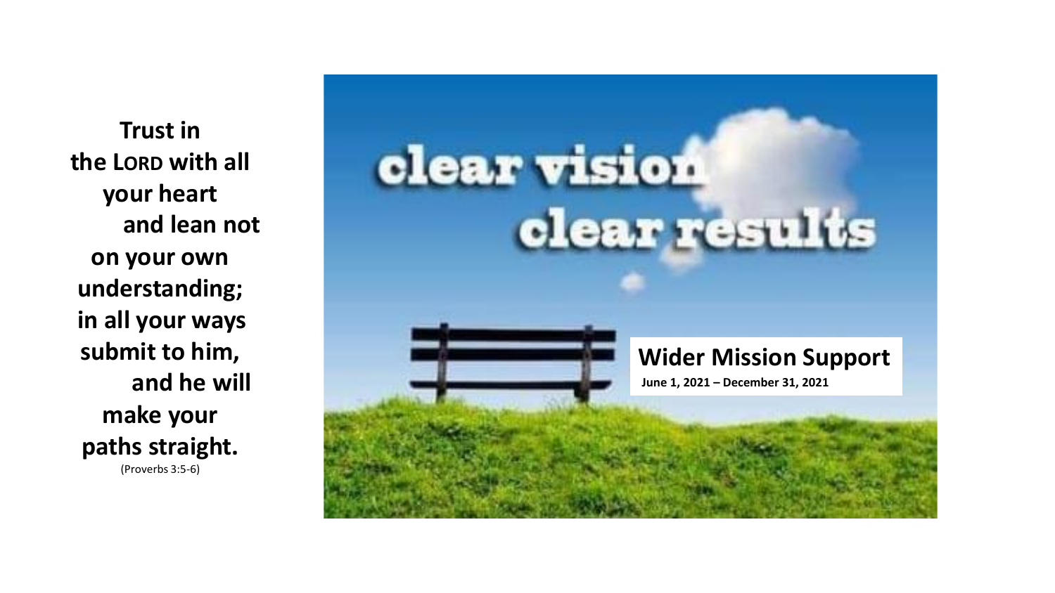**Trust in the LORD with all your heart and lean not on your own understanding; in all your ways submit to him, and he will make your paths straight.**

(Proverbs 3:5-6)

clear vision clear results

## Wider Mission Support

**June 1, 2021 – December 31, 2021**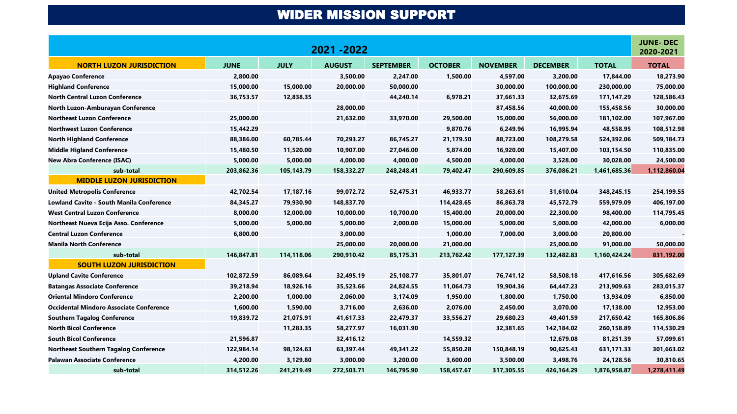# WIDER MISSION SUPPORT

| | 2021 -2022 | | | | | | | | JUNE- DEC 2020-2021 |
|---|---|---|---|---|---|---|---|---|---|
| **NORTH LUZON JURISDICTION** | **JUNE** | **JULY** | **AUGUST** | **SEPTEMBER** | **OCTOBER** | **NOVEMBER** | **DECEMBER** | **TOTAL** | **TOTAL** |
| Apayao Conference | 2,800.00 | | 3,500.00 | 2,247.00 | 1,500.00 | 4,597.00 | 3,200.00 | 17,844.00 | 18,273.90 |
| Highland Conference | 15,000.00 | 15,000.00 | 20,000.00 | 50,000.00 | | 30,000.00 | 100,000.00 | 230,000.00 | 75,000.00 |
| North Central Luzon Conference | 36,753.57 | 12,838.35 | | 44,240.14 | 6,978.21 | 37,661.33 | 32,675.69 | 171,147.29 | 128,586.43 |
| North Luzon-Amburayan Conference | | | 28,000.00 | | | 87,458.56 | 40,000.00 | 155,458.56 | 30,000.00 |
| Northeast Luzon Conference | 25,000.00 | | 21,632.00 | 33,970.00 | 29,500.00 | 15,000.00 | 56,000.00 | 181,102.00 | 107,967.00 |
| Northwest Luzon Conference | 15,442.29 | | | | 9,870.76 | 6,249.96 | 16,995.94 | 48,558.95 | 108,512.98 |
| North Highland Conference | 88,386.00 | 60,785.44 | 70,293.27 | 86,745.27 | 21,179.50 | 88,723.00 | 108,279.58 | 524,392.06 | 509,184.73 |
| Middle Higland Conference | 15,480.50 | 11,520.00 | 10,907.00 | 27,046.00 | 5,874.00 | 16,920.00 | 15,407.00 | 103,154.50 | 110,835.00 |
| New Abra Conference (ISAC) | 5,000.00 | 5,000.00 | 4,000.00 | 4,000.00 | 4,500.00 | 4,000.00 | 3,528.00 | 30,028.00 | 24,500.00 |
| sub-total | 203,862.36 | 105,143.79 | 158,332.27 | 248,248.41 | 79,402.47 | 290,609.85 | 376,086.21 | 1,461,685.36 | 1,112,860.04 |
| **MIDDLE LUZON JURISDICTION** | | | | | | | | | |
| United Metropolis Conference | 42,702.54 | 17,187.16 | 99,072.72 | 52,475.31 | 46,933.77 | 58,263.61 | 31,610.04 | 348,245.15 | 254,199.55 |
| Lowland Cavite - South Manila Conference | 84,345.27 | 79,930.90 | 148,837.70 | | 114,428.65 | 86,863.78 | 45,572.79 | 559,979.09 | 406,197.00 |
| West Central Luzon Conference | 8,000.00 | 12,000.00 | 10,000.00 | 10,700.00 | 15,400.00 | 20,000.00 | 22,300.00 | 98,400.00 | 114,795.45 |
| Northeast Nueva Ecija Asso. Conference | 5,000.00 | 5,000.00 | 5,000.00 | 2,000.00 | 15,000.00 | 5,000.00 | 5,000.00 | 42,000.00 | 6,000.00 |
| Central Luzon Conference | 6,800.00 | | 3,000.00 | | 1,000.00 | 7,000.00 | 3,000.00 | 20,800.00 | - |
| Manila North Conference | | | 25,000.00 | 20,000.00 | 21,000.00 | | 25,000.00 | 91,000.00 | 50,000.00 |
| sub-total | 146,847.81 | 114,118.06 | 290,910.42 | 85,175.31 | 213,762.42 | 177,127.39 | 132,482.83 | 1,160,424.24 | 831,192.00 |
| **SOUTH LUZON JURISDICTION** | | | | | | | | | |
| Upland Cavite Conference | 102,872.59 | 86,089.64 | 32,495.19 | 25,108.77 | 35,801.07 | 76,741.12 | 58,508.18 | 417,616.56 | 305,682.69 |
| Batangas Associate Conference | 39,218.94 | 18,926.16 | 35,523.66 | 24,824.55 | 11,064.73 | 19,904.36 | 64,447.23 | 213,909.63 | 283,015.37 |
| Oriental Mindoro Conference | 2,200.00 | 1,000.00 | 2,060.00 | 3,174.09 | 1,950.00 | 1,800.00 | 1,750.00 | 13,934.09 | 6,850.00 |
| Occidental Mindoro Associate Conference | 1,600.00 | 1,590.00 | 3,716.00 | 2,636.00 | 2,076.00 | 2,450.00 | 3,070.00 | 17,138.00 | 12,953.00 |
| Southern Tagalog Conference | 19,839.72 | 21,075.91 | 41,617.33 | 22,479.37 | 33,556.27 | 29,680.23 | 49,401.59 | 217,650.42 | 165,806.86 |
| North Bicol Conference | | 11,283.35 | 58,277.97 | 16,031.90 | | 32,381.65 | 142,184.02 | 260,158.89 | 114,530.29 |
| South Bicol Conference | 21,596.87 | | 32,416.12 | | 14,559.32 | | 12,679.08 | 81,251.39 | 57,099.61 |
| Northeast Southern Tagalog Conference | 122,984.14 | 98,124.63 | 63,397.44 | 49,341.22 | 55,850.28 | 150,848.19 | 90,625.43 | 631,171.33 | 301,663.02 |
| Palawan Associate Conference | 4,200.00 | 3,129.80 | 3,000.00 | 3,200.00 | 3,600.00 | 3,500.00 | 3,498.76 | 24,128.56 | 30,810.65 |
| sub-total | 314,512.26 | 241,219.49 | 272,503.71 | 146,795.90 | 158,457.67 | 317,305.55 | 426,164.29 | 1,876,958.87 | 1,278,411.49 |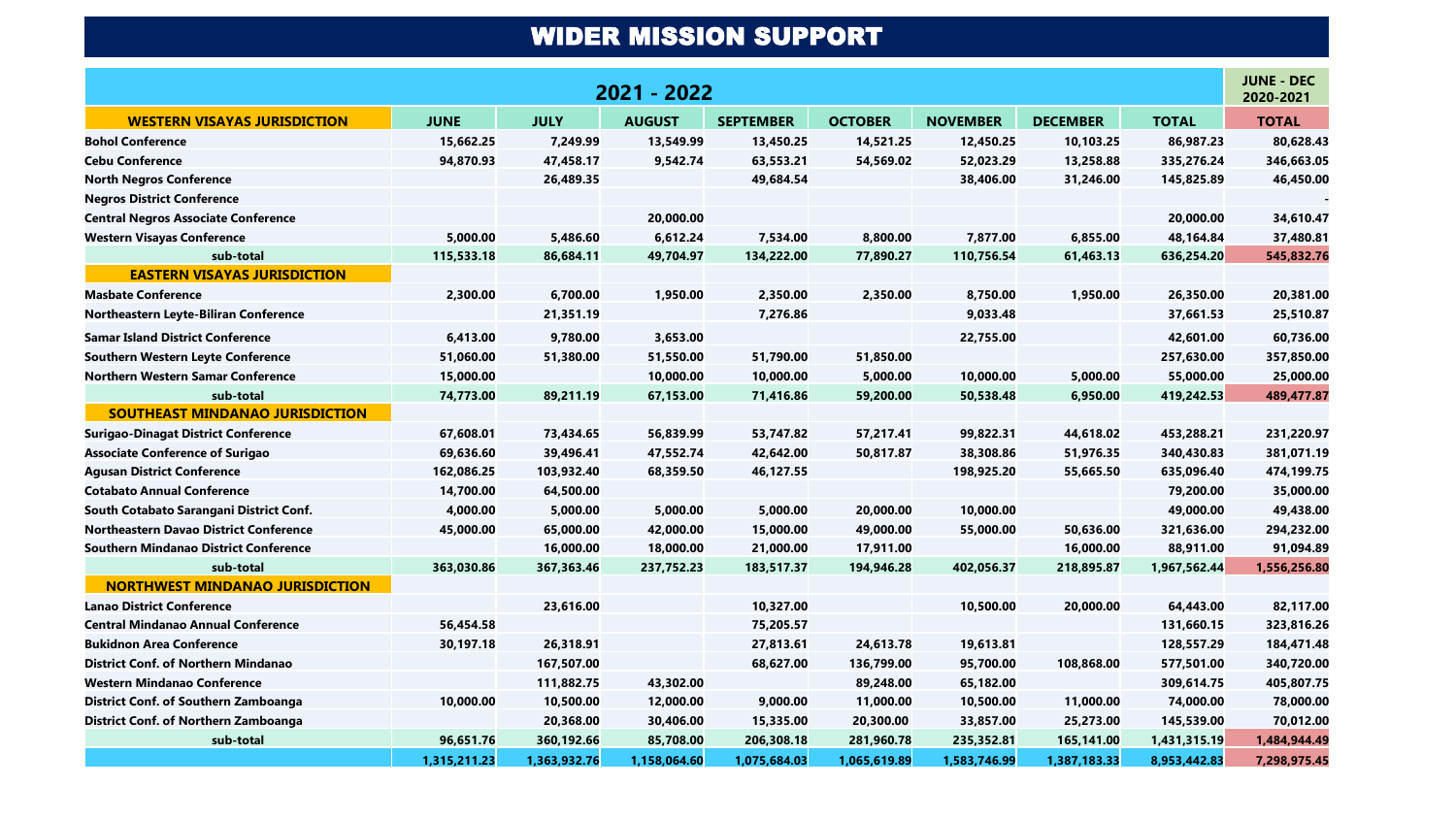# WIDER MISSION SUPPORT

| | 2021 - 2022 | | | | | | | | JUNE - DEC 2020-2021 |
|---|---|---|---|---|---|---|---|---|---|
| **WESTERN VISAYAS JURISDICTION** | **JUNE** | **JULY** | **AUGUST** | **SEPTEMBER** | **OCTOBER** | **NOVEMBER** | **DECEMBER** | **TOTAL** | **TOTAL** |
| Bohol Conference | 15,662.25 | 7,249.99 | 13,549.99 | 13,450.25 | 14,521.25 | 12,450.25 | 10,103.25 | 86,987.23 | 80,628.43 |
| Cebu Conference | 94,870.93 | 47,458.17 | 9,542.74 | 63,553.21 | 54,569.02 | 52,023.29 | 13,258.88 | 335,276.24 | 346,663.05 |
| North Negros Conference | | 26,489.35 | | 49,684.54 | | 38,406.00 | 31,246.00 | 145,825.89 | 46,450.00 |
| Negros District Conference | | | | | | | | | - |
| Central Negros Associate Conference | | | 20,000.00 | | | | | 20,000.00 | 34,610.47 |
| Western Visayas Conference | 5,000.00 | 5,486.60 | 6,612.24 | 7,534.00 | 8,800.00 | 7,877.00 | 6,855.00 | 48,164.84 | 37,480.81 |
| sub-total | 115,533.18 | 86,684.11 | 49,704.97 | 134,222.00 | 77,890.27 | 110,756.54 | 61,463.13 | 636,254.20 | 545,832.76 |
| **EASTERN VISAYAS JURISDICTION** | | | | | | | | | |
| Masbate Conference | 2,300.00 | 6,700.00 | 1,950.00 | 2,350.00 | 2,350.00 | 8,750.00 | 1,950.00 | 26,350.00 | 20,381.00 |
| Northeastern Leyte-Biliran Conference | | 21,351.19 | | 7,276.86 | | 9,033.48 | | 37,661.53 | 25,510.87 |
| Samar Island District Conference | 6,413.00 | 9,780.00 | 3,653.00 | | | 22,755.00 | | 42,601.00 | 60,736.00 |
| Southern Western Leyte Conference | 51,060.00 | 51,380.00 | 51,550.00 | 51,790.00 | 51,850.00 | | | 257,630.00 | 357,850.00 |
| Northern Western Samar Conference | 15,000.00 | | 10,000.00 | 10,000.00 | 5,000.00 | 10,000.00 | 5,000.00 | 55,000.00 | 25,000.00 |
| sub-total | 74,773.00 | 89,211.19 | 67,153.00 | 71,416.86 | 59,200.00 | 50,538.48 | 6,950.00 | 419,242.53 | 489,477.87 |
| **SOUTHEAST MINDANAO JURISDICTION** | | | | | | | | | |
| Surigao-Dinagat District Conference | 67,608.01 | 73,434.65 | 56,839.99 | 53,747.82 | 57,217.41 | 99,822.31 | 44,618.02 | 453,288.21 | 231,220.97 |
| Associate Conference of Surigao | 69,636.60 | 39,496.41 | 47,552.74 | 42,642.00 | 50,817.87 | 38,308.86 | 51,976.35 | 340,430.83 | 381,071.19 |
| Agusan District Conference | 162,086.25 | 103,932.40 | 68,359.50 | 46,127.55 | | 198,925.20 | 55,665.50 | 635,096.40 | 474,199.75 |
| Cotabato Annual Conference | 14,700.00 | 64,500.00 | | | | | | 79,200.00 | 35,000.00 |
| South Cotabato Sarangani District Conf. | 4,000.00 | 5,000.00 | 5,000.00 | 5,000.00 | 20,000.00 | 10,000.00 | | 49,000.00 | 49,438.00 |
| Northeastern Davao District Conference | 45,000.00 | 65,000.00 | 42,000.00 | 15,000.00 | 49,000.00 | 55,000.00 | 50,636.00 | 321,636.00 | 294,232.00 |
| Southern Mindanao District Conference | | 16,000.00 | 18,000.00 | 21,000.00 | 17,911.00 | | 16,000.00 | 88,911.00 | 91,094.89 |
| sub-total | 363,030.86 | 367,363.46 | 237,752.23 | 183,517.37 | 194,946.28 | 402,056.37 | 218,895.87 | 1,967,562.44 | 1,556,256.80 |
| **NORTHWEST MINDANAO JURISDICTION** | | | | | | | | | |
| Lanao District Conference | | 23,616.00 | | 10,327.00 | | 10,500.00 | 20,000.00 | 64,443.00 | 82,117.00 |
| Central Mindanao Annual Conference | 56,454.58 | | | 75,205.57 | | | | 131,660.15 | 323,816.26 |
| Bukidnon Area Conference | 30,197.18 | 26,318.91 | | 27,813.61 | 24,613.78 | 19,613.81 | | 128,557.29 | 184,471.48 |
| District Conf. of Northern Mindanao | | 167,507.00 | | 68,627.00 | 136,799.00 | 95,700.00 | 108,868.00 | 577,501.00 | 340,720.00 |
| Western Mindanao Conference | | 111,882.75 | 43,302.00 | | 89,248.00 | 65,182.00 | | 309,614.75 | 405,807.75 |
| District Conf. of Southern Zamboanga | 10,000.00 | 10,500.00 | 12,000.00 | 9,000.00 | 11,000.00 | 10,500.00 | 11,000.00 | 74,000.00 | 78,000.00 |
| District Conf. of Northern Zamboanga | | 20,368.00 | 30,406.00 | 15,335.00 | 20,300.00 | 33,857.00 | 25,273.00 | 145,539.00 | 70,012.00 |
| sub-total | 96,651.76 | 360,192.66 | 85,708.00 | 206,308.18 | 281,960.78 | 235,352.81 | 165,141.00 | 1,431,315.19 | 1,484,944.49 |
| | 1,315,211.23 | 1,363,932.76 | 1,158,064.60 | 1,075,684.03 | 1,065,619.89 | 1,583,746.99 | 1,387,183.33 | 8,953,442.83 | 7,298,975.45 |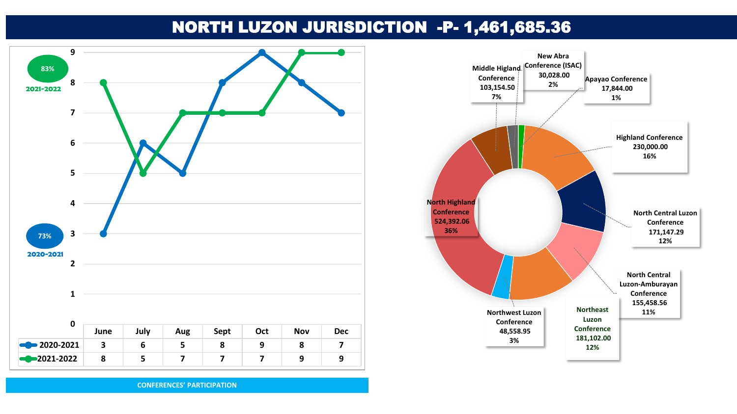# NORTH LUZON JURISDICTION -P- 1,461,685.36

83%
2021-2022

73%
2020-2021

9
8
7
6
5
4
3
2
1
0

| | June | July | Aug | Sept | Oct | Nov | Dec |
|---|---|---|---|---|---|---|---|
| 2020-2021 | 3 | 6 | 5 | 8 | 9 | 8 | 7 |
| 2021-2022 | 8 | 5 | 7 | 7 | 7 | 9 | 9 |

CONFERENCES' PARTICIPATION

Middle Higland Conference
103,154.50
7%

New Abra Conference (ISAC)
30,028.00
2%

Apayao Conference
17,844.00
1%

Highland Conference
230,000.00
16%

North Central Luzon Conference
171,147.29
12%

North Central Luzon-Amburayan Conference
155,458.56
11%

Northeast Luzon Conference
181,102.00
12%

Northwest Luzon Conference
48,558.95
3%

North Highland Conference
524,392.06
36%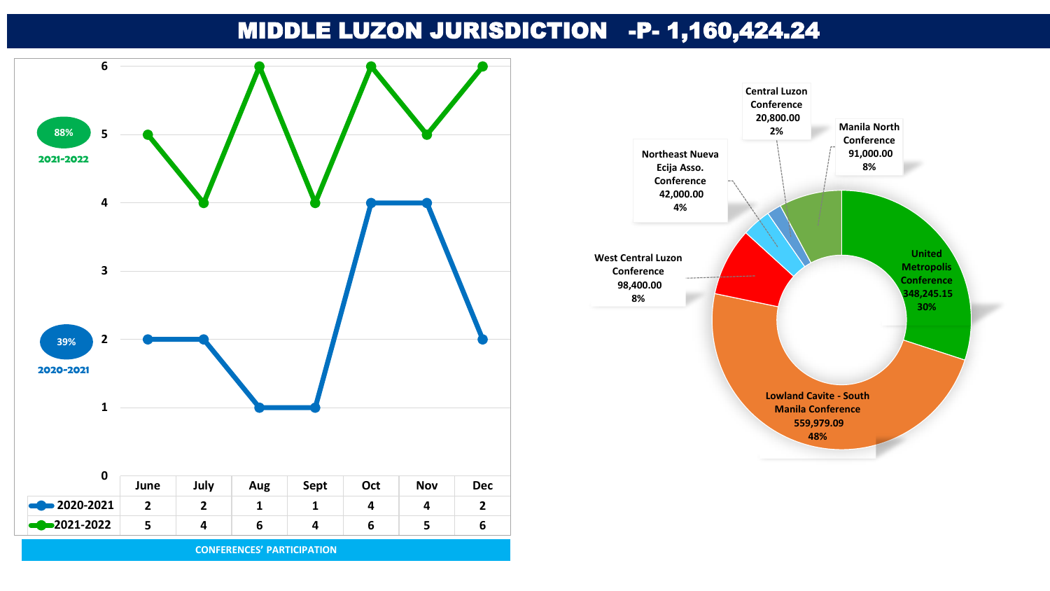# MIDDLE LUZON JURISDICTION -P- 1,160,424.24

6
5
4
3
2
1
0

88%
2021-2022

39%
2020-2021

| | June | July | Aug | Sept | Oct | Nov | Dec |
|---|---|---|---|---|---|---|---|
| 2020-2021 | 2 | 2 | 1 | 1 | 4 | 4 | 2 |
| 2021-2022 | 5 | 4 | 6 | 4 | 6 | 5 | 6 |

CONFERENCES' PARTICIPATION

Central Luzon Conference
20,800.00
2%

Manila North Conference
91,000.00
8%

Northeast Nueva Ecija Asso. Conference
42,000.00
4%

West Central Luzon Conference
98,400.00
8%

United Metropolis Conference
348,245.15
30%

Lowland Cavite - South Manila Conference
559,979.09
48%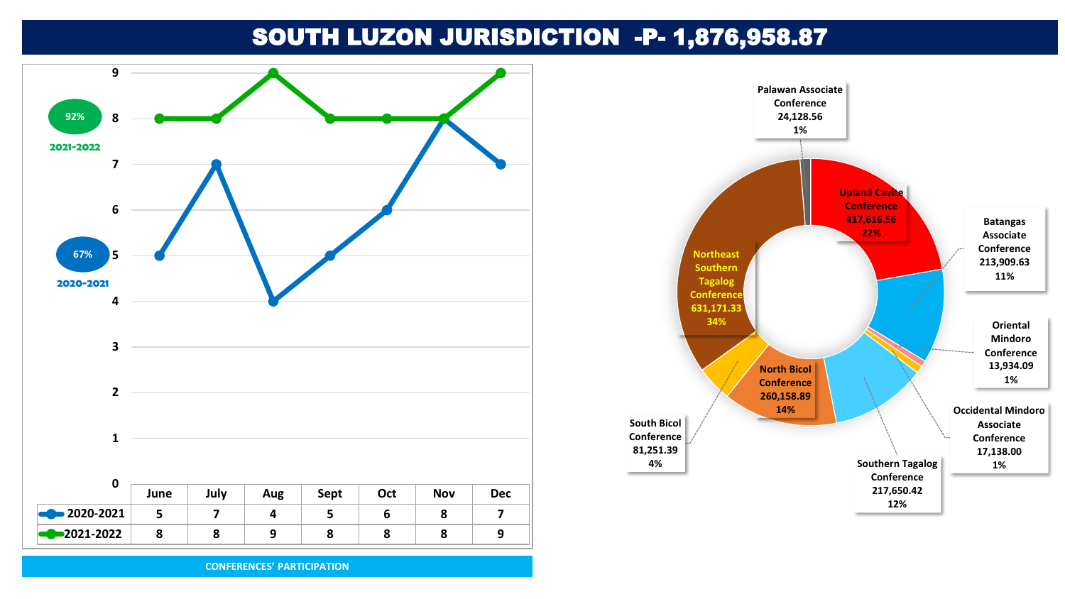# SOUTH LUZON JURISDICTION -P- 1,876,958.87

92%

2021-2022

67%

2020-2021

9
8
7
6
5
4
3
2
1
0

| | June | July | Aug | Sept | Oct | Nov | Dec |
|---|---|---|---|---|---|---|---|
| 2020-2021 | 5 | 7 | 4 | 5 | 6 | 8 | 7 |
| 2021-2022 | 8 | 8 | 9 | 8 | 8 | 8 | 9 |

CONFERENCES' PARTICIPATION

Palawan Associate Conference
24,128.56
1%

Upland Cavite Conference
417,616.56
22%

Batangas Associate Conference
213,909.63
11%

Oriental Mindoro Conference
13,934.09
1%

Occidental Mindoro Associate Conference
17,138.00
1%

Southern Tagalog Conference
217,650.42
12%

North Bicol Conference
260,158.89
14%

South Bicol Conference
81,251.39
4%

Northeast Southern Tagalog Conference
631,171.33
34%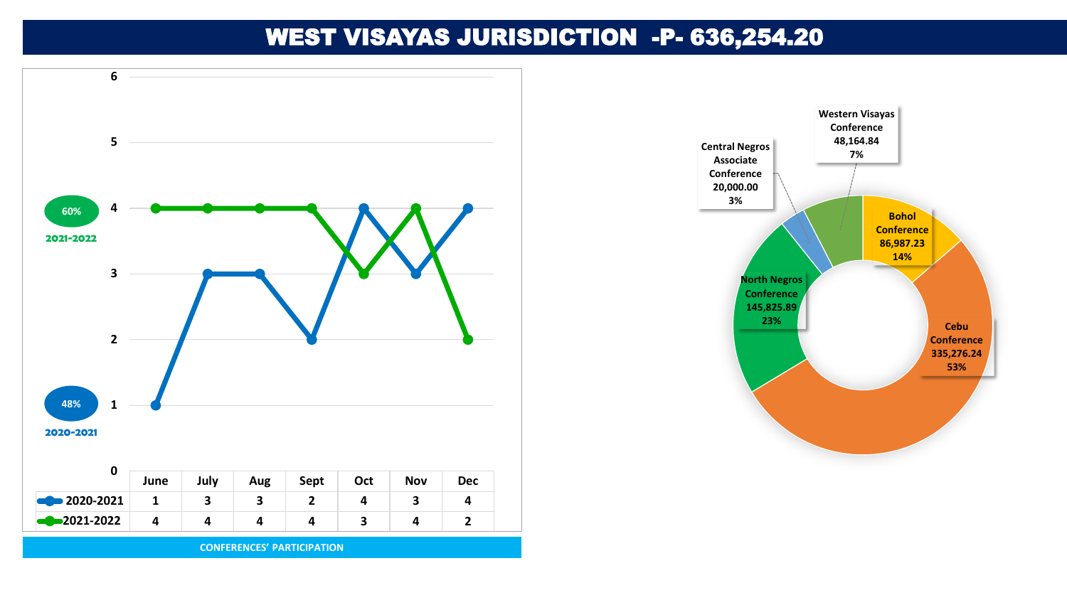# WEST VISAYAS JURISDICTION -P- 636,254.20

6
5
4
3
2
1
0

60%
2021-2022

48%
2020-2021

June July Aug Sept Oct Nov Dec

2020-2021 1 3 3 2 4 3 4

2021-2022 4 4 4 4 3 4 2

CONFERENCES' PARTICIPATION

Western Visayas Conference
48,164.84
7%

Central Negros Associate Conference
20,000.00
3%

Bohol Conference
86,987.23
14%

North Negros Conference
145,825.89
23%

Cebu Conference
335,276.24
53%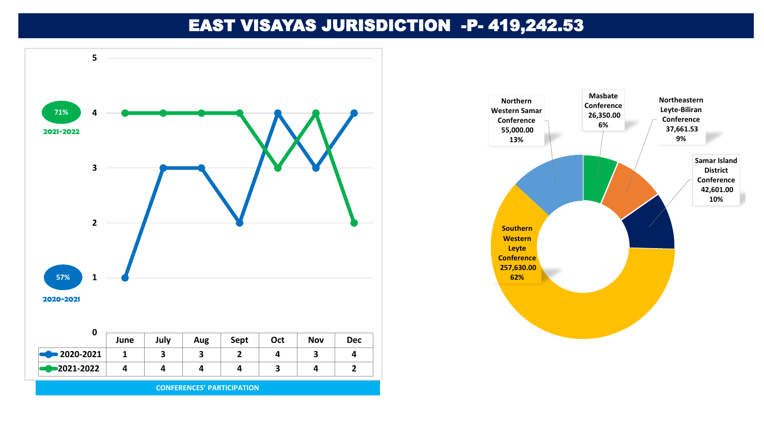# EAST VISAYAS JURISDICTION -P- 419,242.53

5
4
3
2
1
0

71%
2021-2022

57%
2020-2021

| | June | July | Aug | Sept | Oct | Nov | Dec |
|---|---|---|---|---|---|---|---|
| 2020-2021 | 1 | 3 | 3 | 2 | 4 | 3 | 4 |
| 2021-2022 | 4 | 4 | 4 | 4 | 3 | 4 | 2 |

CONFERENCES' PARTICIPATION

Northern Western Samar Conference
55,000.00
13%

Masbate Conference
26,350.00
6%

Northeastern Leyte-Biliran Conference
37,661.53
9%

Samar Island District Conference
42,601.00
10%

Southern Western Leyte Conference
257,630.00
62%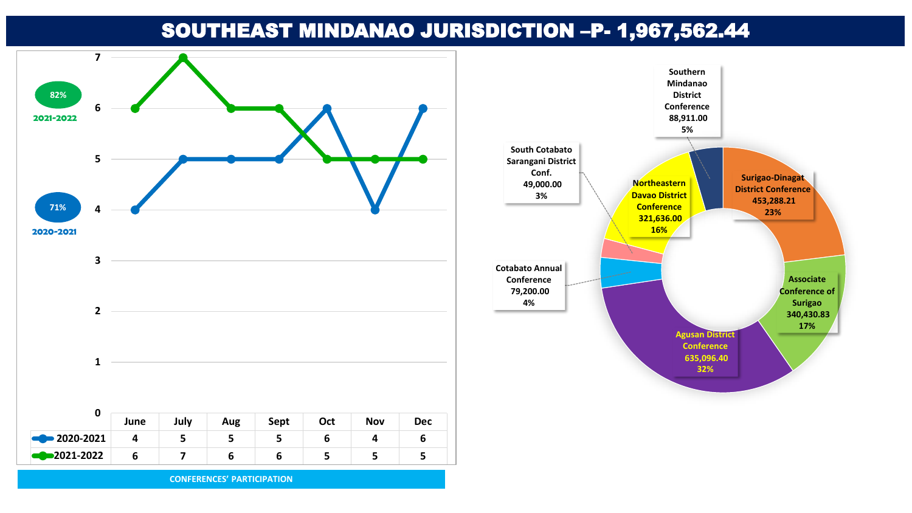# SOUTHEAST MINDANAO JURISDICTION –P- 1,967,562.44

82%
2021-2022

71%
2020-2021

7
6
5
4
3
2
1
0

June July Aug Sept Oct Nov Dec
2020-2021 4 5 5 5 6 4 6
2021-2022 6 7 6 6 5 5 5

CONFERENCES' PARTICIPATION

Southern Mindanao District Conference
88,911.00
5%

Surigao-Dinagat District Conference
453,288.21
23%

Associate Conference of Surigao
340,430.83
17%

Agusan District Conference
635,096.40
32%

Cotabato Annual Conference
79,200.00
4%

South Cotabato Sarangani District Conf.
49,000.00
3%

Northeastern Davao District Conference
321,636.00
16%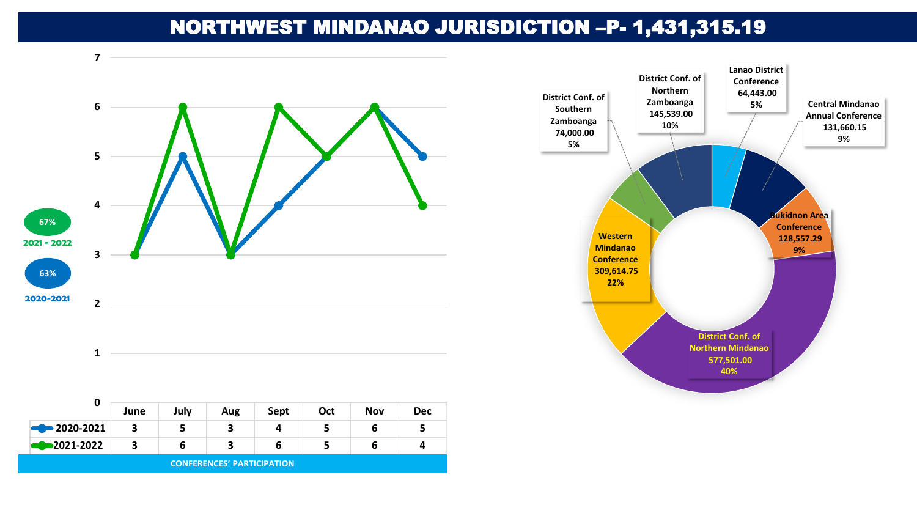# NORTHWEST MINDANAO JURISDICTION –P- 1,431,315.19

7
6
5
4
3
2
1
0

| | June | July | Aug | Sept | Oct | Nov | Dec |
|---|---|---|---|---|---|---|---|
| 2020-2021 | 3 | 5 | 3 | 4 | 5 | 6 | 5 |
| 2021-2022 | 3 | 6 | 3 | 6 | 5 | 6 | 4 |

CONFERENCES' PARTICIPATION

67%
2021 - 2022

63%
2020-2021

District Conf. of Southern Zamboanga
74,000.00
5%

District Conf. of Northern Zamboanga
145,539.00
10%

Lanao District Conference
64,443.00
5%

Central Mindanao Annual Conference
131,660.15
9%

Bukidnon Area Conference
128,557.29
9%

Western Mindanao Conference
309,614.75
22%

District Conf. of Northern Mindanao
577,501.00
40%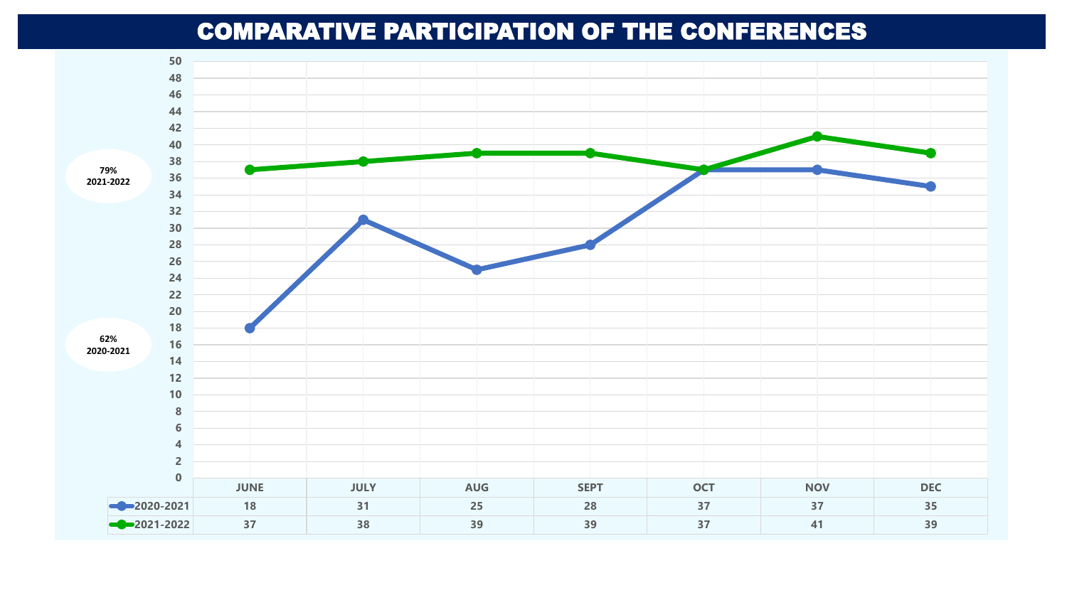# COMPARATIVE PARTICIPATION OF THE CONFERENCES

79%
2021-2022

62%
2020-2021

50
48
46
44
42
40
38
36
34
32
30
28
26
24
22
20
18
16
14
12
10
8
6
4
2
0

JUNE JULY AUG SEPT OCT NOV DEC

2020-2021 18 31 25 28 37 37 35

2021-2022 37 38 39 39 37 41 39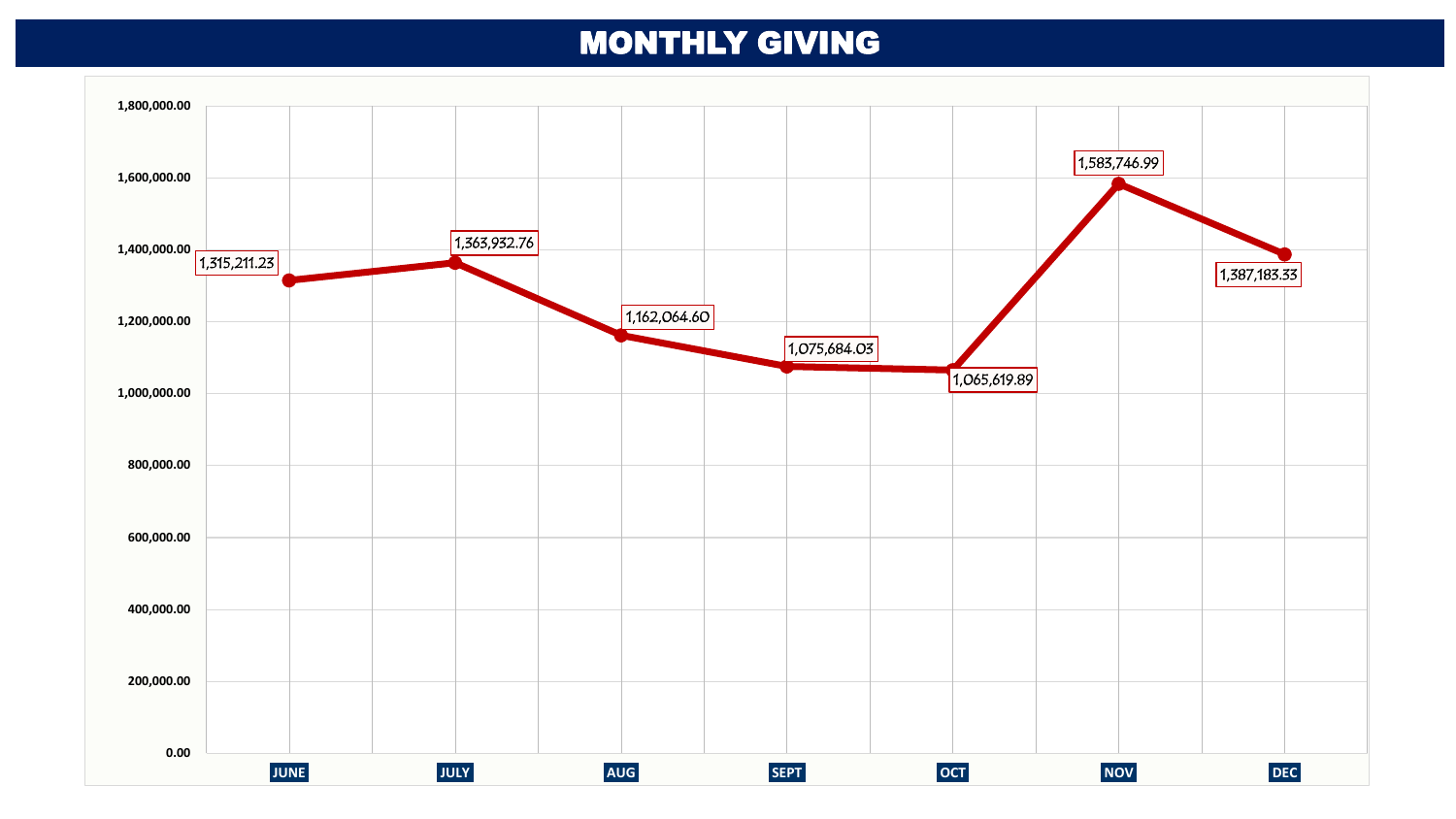# MONTHLY GIVING

1,800,000.00
1,600,000.00
1,400,000.00
1,200,000.00
1,000,000.00
800,000.00
600,000.00
400,000.00
200,000.00
0.00

1,315,211.23
1,363,932.76
1,162,064.60
1,075,684.03
1,065,619.89
1,583,746.99
1,387,183.33

JUNE
JULY
AUG
SEPT
OCT
NOV
DEC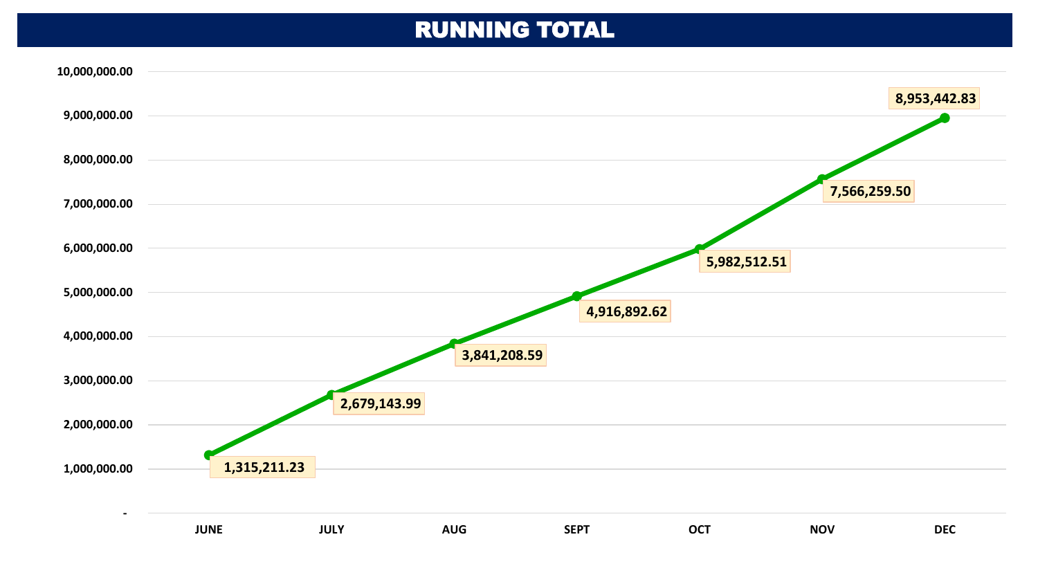# RUNNING TOTAL

10,000,000.00
9,000,000.00
8,000,000.00
7,000,000.00
6,000,000.00
5,000,000.00
4,000,000.00
3,000,000.00
2,000,000.00
1,000,000.00
-

1,315,211.23
2,679,143.99
3,841,208.59
4,916,892.62
5,982,512.51
7,566,259.50
8,953,442.83

JUNE
JULY
AUG
SEPT
OCT
NOV
DEC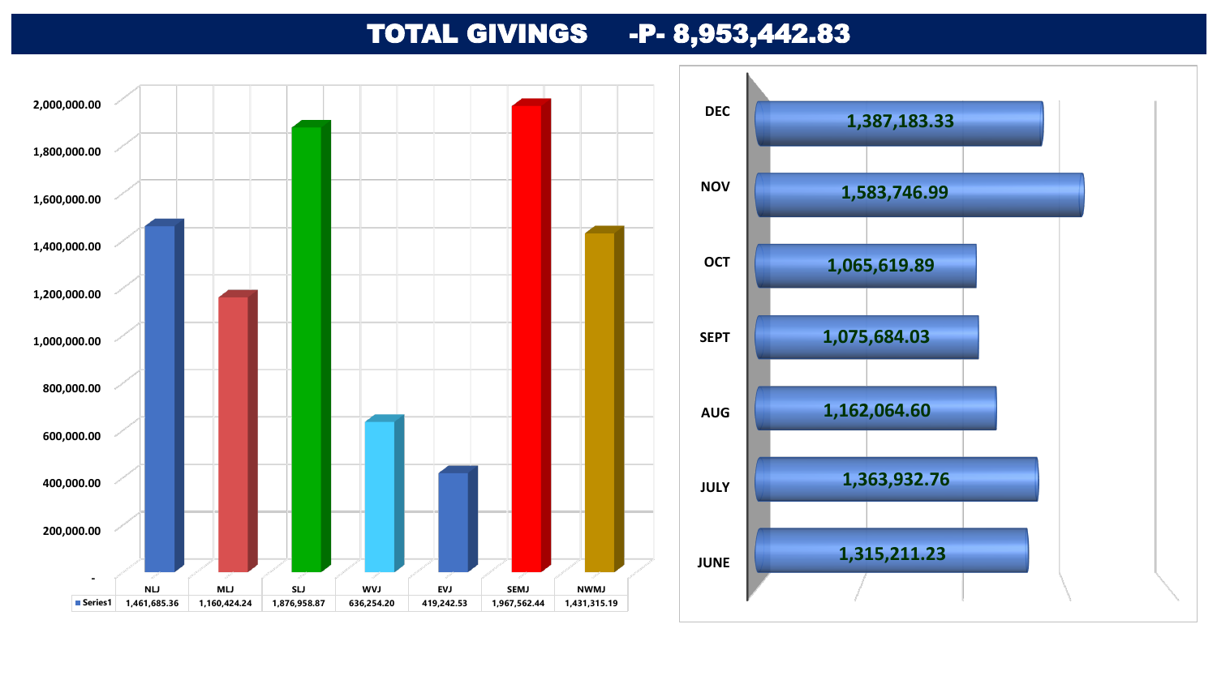# TOTAL GIVINGS -P- 8,953,442.83

2,000,000.00
1,800,000.00
1,600,000.00
1,400,000.00
1,200,000.00
1,000,000.00
800,000.00
600,000.00
400,000.00
200,000.00
-

NLJ MLJ SLJ WVJ EVJ SEMJ NWMJ

Series1 1,461,685.36 1,160,424.24 1,876,958.87 636,254.20 419,242.53 1,967,562.44 1,431,315.19

DEC 1,387,183.33

NOV 1,583,746.99

OCT 1,065,619.89

SEPT 1,075,684.03

AUG 1,162,064.60

JULY 1,363,932.76

JUNE 1,315,211.23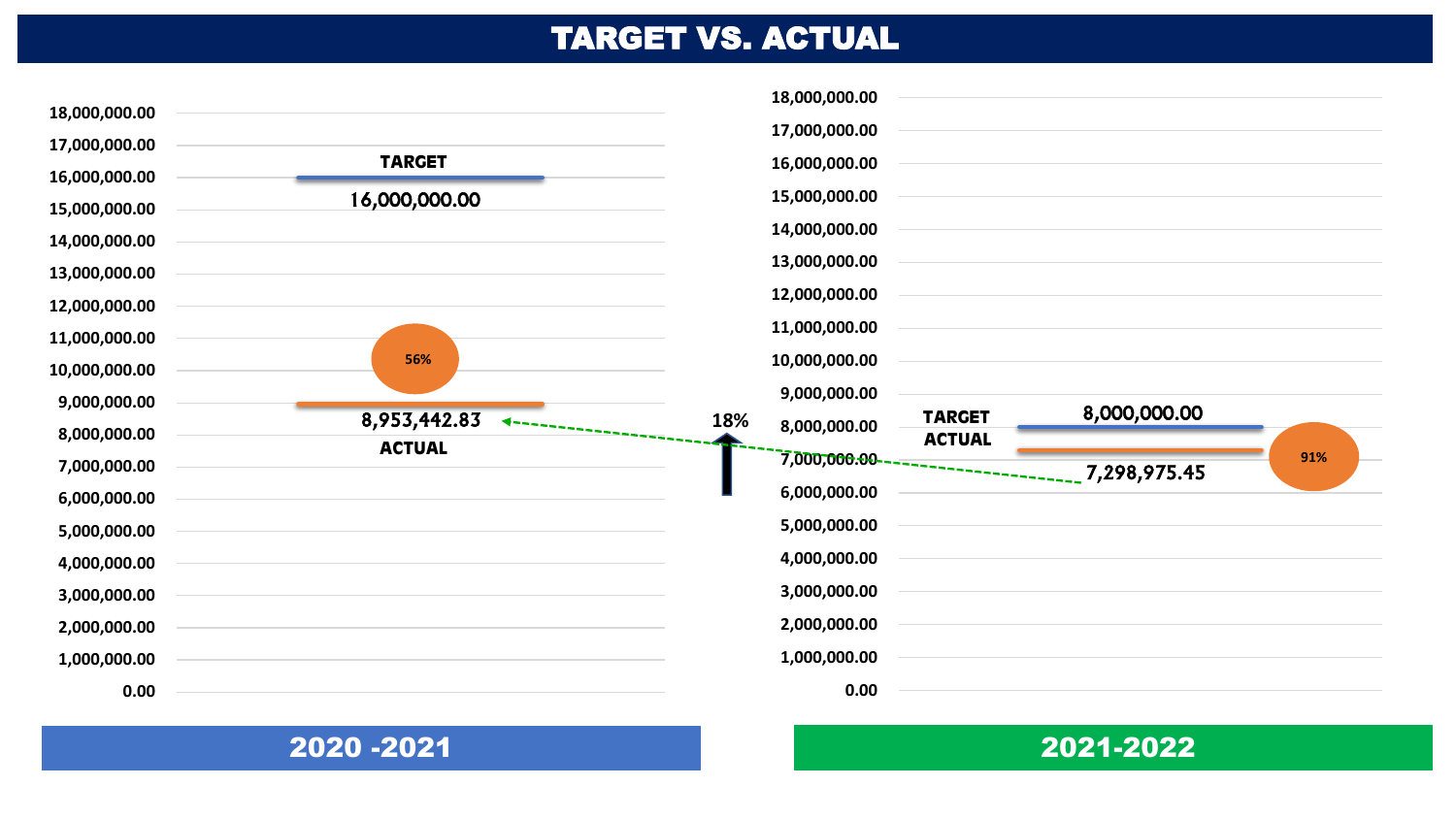# TARGET VS. ACTUAL

18,000,000.00
17,000,000.00
16,000,000.00
15,000,000.00
14,000,000.00
13,000,000.00
12,000,000.00
11,000,000.00
10,000,000.00
9,000,000.00
8,000,000.00
7,000,000.00
6,000,000.00
5,000,000.00
4,000,000.00
3,000,000.00
2,000,000.00
1,000,000.00
0.00

TARGET
16,000,000.00

56%

8,953,442.83
ACTUAL

## 2020 -2021

18%

18,000,000.00
17,000,000.00
16,000,000.00
15,000,000.00
14,000,000.00
13,000,000.00
12,000,000.00
11,000,000.00
10,000,000.00
9,000,000.00
8,000,000.00
7,000,000.00
6,000,000.00
5,000,000.00
4,000,000.00
3,000,000.00
2,000,000.00
1,000,000.00
0.00

TARGET
ACTUAL

8,000,000.00

7,298,975.45

91%

## 2021-2022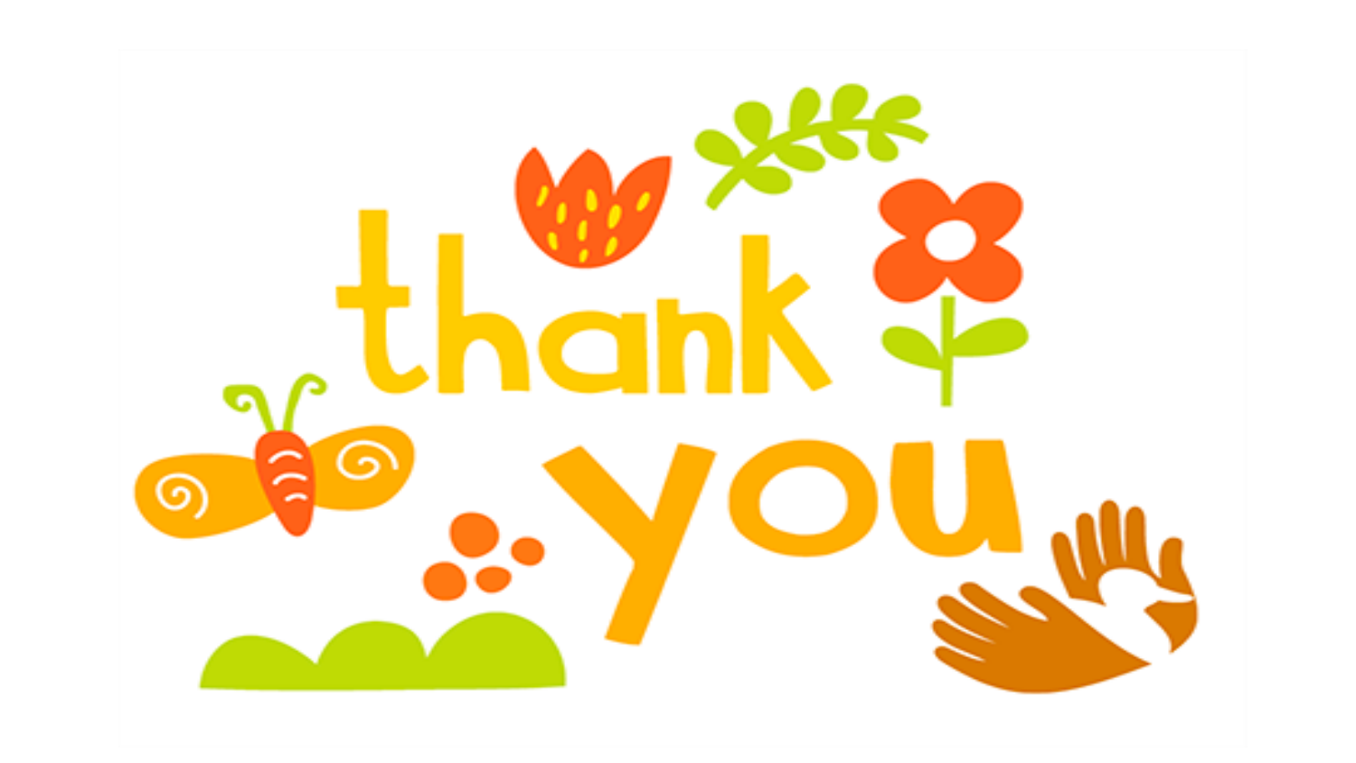thank you